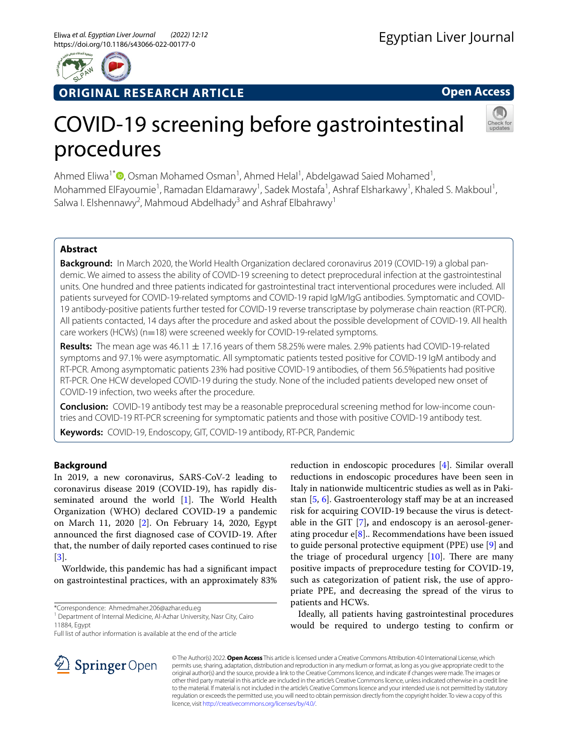ORIGINAL RESEARCH ARTICLE

Open Access

# COVID-19 screening before gastrointestinal procedures

Ahmed Eliwa[1*], Osman Mohamed Osman[1], Ahmed Helal[1], Abdelgawad Saied Mohamed[1], Mohammed ElFayoumie[1], Ramadan Eldamarawy[1], Sadek Mostafa[1], Ashraf Elsharkawy[1], Khaled S. Makboul[1], Salwa I. Elshennawy[2], Mahmoud Abdelhady[3] and Ashraf Elbahrawy[1]

## Abstract

**Background:** In March 2020, the World Health Organization declared coronavirus 2019 (COVID-19) a global pandemic. We aimed to assess the ability of COVID-19 screening to detect preprocedural infection at the gastrointestinal units. One hundred and three patients indicated for gastrointestinal tract interventional procedures were included. All patients surveyed for COVID-19-related symptoms and COVID-19 rapid IgM/IgG antibodies. Symptomatic and COVID-19 antibody-positive patients further tested for COVID-19 reverse transcriptase by polymerase chain reaction (RT-PCR). All patients contacted, 14 days after the procedure and asked about the possible development of COVID-19. All health care workers (HCWs) (n=18) were screened weekly for COVID-19-related symptoms.

**Results:** The mean age was 46.11 ± 17.16 years of them 58.25% were males. 2.9% patients had COVID-19-related symptoms and 97.1% were asymptomatic. All symptomatic patients tested positive for COVID-19 IgM antibody and RT-PCR. Among asymptomatic patients 23% had positive COVID-19 antibodies, of them 56.5%patients had positive RT-PCR. One HCW developed COVID-19 during the study. None of the included patients developed new onset of COVID-19 infection, two weeks after the procedure.

**Conclusion:** COVID-19 antibody test may be a reasonable preprocedural screening method for low-income countries and COVID-19 RT-PCR screening for symptomatic patients and those with positive COVID-19 antibody test.

**Keywords:** COVID-19, Endoscopy, GIT, COVID-19 antibody, RT-PCR, Pandemic

## Background

In 2019, a new coronavirus, SARS-CoV-2 leading to coronavirus disease 2019 (COVID-19), has rapidly disseminated around the world [1]. The World Health Organization (WHO) declared COVID-19 a pandemic on March 11, 2020 [2]. On February 14, 2020, Egypt announced the first diagnosed case of COVID-19. After that, the number of daily reported cases continued to rise [3].

Worldwide, this pandemic has had a significant impact on gastrointestinal practices, with an approximately 83% reduction in endoscopic procedures [4]. Similar overall reductions in endoscopic procedures have been seen in Italy in nationwide multicentric studies as well as in Pakistan [5, 6]. Gastroenterology staff may be at an increased risk for acquiring COVID-19 because the virus is detectable in the GIT [7], and endoscopy is an aerosol-generating procedur e[8].. Recommendations have been issued to guide personal protective equipment (PPE) use [9] and the triage of procedural urgency [10]. There are many positive impacts of preprocedure testing for COVID-19, such as categorization of patient risk, the use of appropriate PPE, and decreasing the spread of the virus to patients and HCWs.

Ideally, all patients having gastrointestinal procedures would be required to undergo testing to confirm or

*Correspondence: Ahmedmaher.206@azhar.edu.eg
[1] Department of Internal Medicine, Al-Azhar University, Nasr City, Cairo 11884, Egypt
Full list of author information is available at the end of the article

© The Author(s) 2022. **Open Access** This article is licensed under a Creative Commons Attribution 4.0 International License, which permits use, sharing, adaptation, distribution and reproduction in any medium or format, as long as you give appropriate credit to the original author(s) and the source, provide a link to the Creative Commons licence, and indicate if changes were made. The images or other third party material in this article are included in the article's Creative Commons licence, unless indicated otherwise in a credit line to the material. If material is not included in the article's Creative Commons licence and your intended use is not permitted by statutory regulation or exceeds the permitted use, you will need to obtain permission directly from the copyright holder. To view a copy of this licence, visit http://creativecommons.org/licenses/by/4.0/.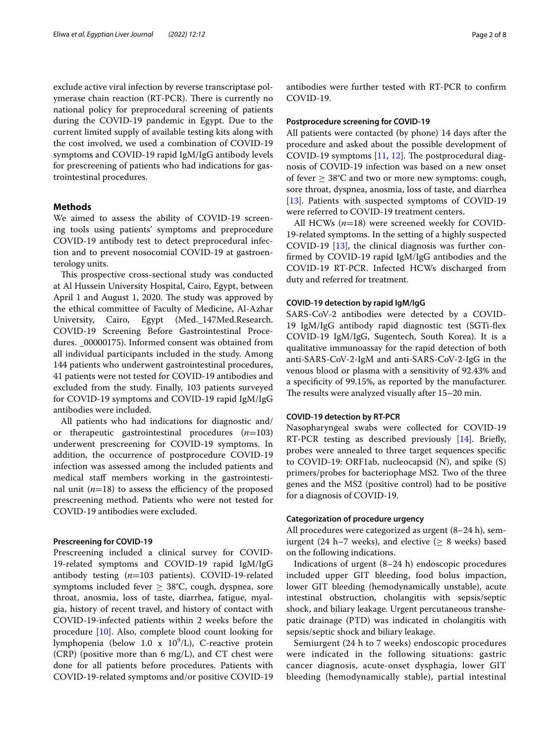exclude active viral infection by reverse transcriptase polymerase chain reaction (RT-PCR). There is currently no national policy for preprocedural screening of patients during the COVID-19 pandemic in Egypt. Due to the current limited supply of available testing kits along with the cost involved, we used a combination of COVID-19 symptoms and COVID-19 rapid IgM/IgG antibody levels for prescreening of patients who had indications for gastrointestinal procedures.

## Methods

We aimed to assess the ability of COVID-19 screening tools using patients' symptoms and preprocedure COVID-19 antibody test to detect preprocedural infection and to prevent nosocomial COVID-19 at gastroenterology units.

This prospective cross-sectional study was conducted at Al Hussein University Hospital, Cairo, Egypt, between April 1 and August 1, 2020. The study was approved by the ethical committee of Faculty of Medicine, Al-Azhar University, Cairo, Egypt (Med._147Med.Research. COVID-19 Screening Before Gastrointestinal Procedures. _00000175). Informed consent was obtained from all individual participants included in the study. Among 144 patients who underwent gastrointestinal procedures, 41 patients were not tested for COVID-19 antibodies and excluded from the study. Finally, 103 patients surveyed for COVID-19 symptoms and COVID-19 rapid IgM/IgG antibodies were included.

All patients who had indications for diagnostic and/or therapeutic gastrointestinal procedures (*n*=103) underwent prescreening for COVID-19 symptoms. In addition, the occurrence of postprocedure COVID-19 infection was assessed among the included patients and medical staff members working in the gastrointestinal unit (*n*=18) to assess the efficiency of the proposed prescreening method. Patients who were not tested for COVID-19 antibodies were excluded.

### Prescreening for COVID-19

Prescreening included a clinical survey for COVID-19-related symptoms and COVID-19 rapid IgM/IgG antibody testing (*n*=103 patients). COVID-19-related symptoms included fever ≥ 38°C, cough, dyspnea, sore throat, anosmia, loss of taste, diarrhea, fatigue, myalgia, history of recent travel, and history of contact with COVID-19-infected patients within 2 weeks before the procedure [10]. Also, complete blood count looking for lymphopenia (below 1.0 x $10^9$/L), C-reactive protein (CRP) (positive more than 6 mg/L), and CT chest were done for all patients before procedures. Patients with COVID-19-related symptoms and/or positive COVID-19 antibodies were further tested with RT-PCR to confirm COVID-19.

### Postprocedure screening for COVID-19

All patients were contacted (by phone) 14 days after the procedure and asked about the possible development of COVID-19 symptoms [11, 12]. The postprocedural diagnosis of COVID-19 infection was based on a new onset of fever ≥ 38°C and two or more new symptoms: cough, sore throat, dyspnea, anosmia, loss of taste, and diarrhea [13]. Patients with suspected symptoms of COVID-19 were referred to COVID-19 treatment centers.

All HCWs (*n*=18) were screened weekly for COVID-19-related symptoms. In the setting of a highly suspected COVID-19 [13], the clinical diagnosis was further confirmed by COVID-19 rapid IgM/IgG antibodies and the COVID-19 RT-PCR. Infected HCWs discharged from duty and referred for treatment.

### COVID-19 detection by rapid IgM/IgG

SARS-CoV-2 antibodies were detected by a COVID-19 IgM/IgG antibody rapid diagnostic test (SGTi-flex COVID-19 IgM/IgG, Sugentech, South Korea). It is a qualitative immunoassay for the rapid detection of both anti-SARS-CoV-2-IgM and anti-SARS-CoV-2-IgG in the venous blood or plasma with a sensitivity of 92.43% and a specificity of 99.15%, as reported by the manufacturer. The results were analyzed visually after 15–20 min.

### COVID-19 detection by RT-PCR

Nasopharyngeal swabs were collected for COVID-19 RT-PCR testing as described previously [14]. Briefly, probes were annealed to three target sequences specific to COVID-19: ORF1ab, nucleocapsid (N), and spike (S) primers/probes for bacteriophage MS2. Two of the three genes and the MS2 (positive control) had to be positive for a diagnosis of COVID-19.

### Categorization of procedure urgency

All procedures were categorized as urgent (8–24 h), semiurgent (24 h–7 weeks), and elective (≥ 8 weeks) based on the following indications.

Indications of urgent (8–24 h) endoscopic procedures included upper GIT bleeding, food bolus impaction, lower GIT bleeding (hemodynamically unstable), acute intestinal obstruction, cholangitis with sepsis/septic shock, and biliary leakage. Urgent percutaneous transhepatic drainage (PTD) was indicated in cholangitis with sepsis/septic shock and biliary leakage.

Semiurgent (24 h to 7 weeks) endoscopic procedures were indicated in the following situations: gastric cancer diagnosis, acute-onset dysphagia, lower GIT bleeding (hemodynamically stable), partial intestinal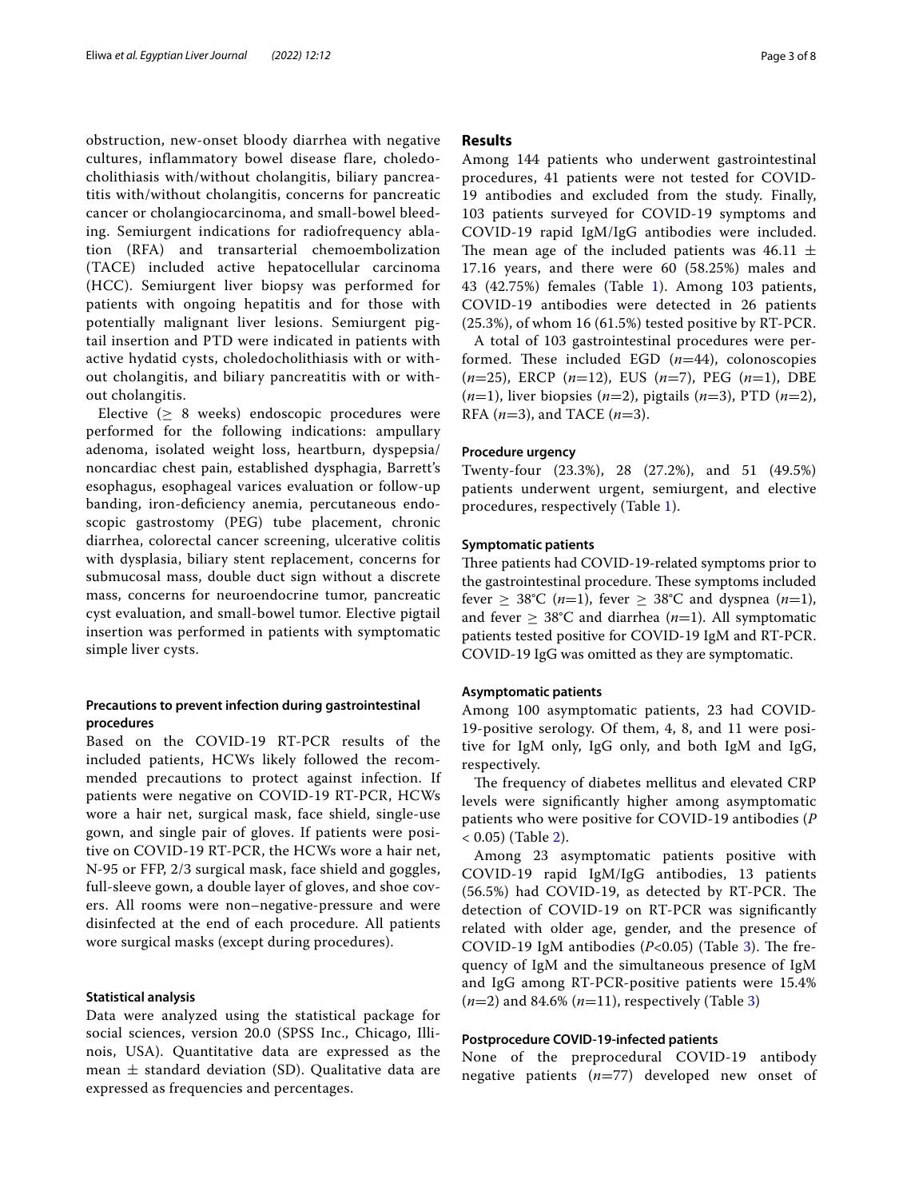obstruction, new-onset bloody diarrhea with negative cultures, inflammatory bowel disease flare, choledocholithiasis with/without cholangitis, biliary pancreatitis with/without cholangitis, concerns for pancreatic cancer or cholangiocarcinoma, and small-bowel bleeding. Semiurgent indications for radiofrequency ablation (RFA) and transarterial chemoembolization (TACE) included active hepatocellular carcinoma (HCC). Semiurgent liver biopsy was performed for patients with ongoing hepatitis and for those with potentially malignant liver lesions. Semiurgent pigtail insertion and PTD were indicated in patients with active hydatid cysts, choledocholithiasis with or without cholangitis, and biliary pancreatitis with or without cholangitis.

Elective ($\geq$ 8 weeks) endoscopic procedures were performed for the following indications: ampullary adenoma, isolated weight loss, heartburn, dyspepsia/noncardiac chest pain, established dysphagia, Barrett's esophagus, esophageal varices evaluation or follow-up banding, iron-deficiency anemia, percutaneous endoscopic gastrostomy (PEG) tube placement, chronic diarrhea, colorectal cancer screening, ulcerative colitis with dysplasia, biliary stent replacement, concerns for submucosal mass, double duct sign without a discrete mass, concerns for neuroendocrine tumor, pancreatic cyst evaluation, and small-bowel tumor. Elective pigtail insertion was performed in patients with symptomatic simple liver cysts.

### Precautions to prevent infection during gastrointestinal procedures

Based on the COVID-19 RT-PCR results of the included patients, HCWs likely followed the recommended precautions to protect against infection. If patients were negative on COVID-19 RT-PCR, HCWs wore a hair net, surgical mask, face shield, single-use gown, and single pair of gloves. If patients were positive on COVID-19 RT-PCR, the HCWs wore a hair net, N-95 or FFP, 2/3 surgical mask, face shield and goggles, full-sleeve gown, a double layer of gloves, and shoe covers. All rooms were non–negative-pressure and were disinfected at the end of each procedure. All patients wore surgical masks (except during procedures).

### Statistical analysis

Data were analyzed using the statistical package for social sciences, version 20.0 (SPSS Inc., Chicago, Illinois, USA). Quantitative data are expressed as the mean ± standard deviation (SD). Qualitative data are expressed as frequencies and percentages.

## Results

Among 144 patients who underwent gastrointestinal procedures, 41 patients were not tested for COVID-19 antibodies and excluded from the study. Finally, 103 patients surveyed for COVID-19 symptoms and COVID-19 rapid IgM/IgG antibodies were included. The mean age of the included patients was 46.11 ± 17.16 years, and there were 60 (58.25%) males and 43 (42.75%) females (Table 1). Among 103 patients, COVID-19 antibodies were detected in 26 patients (25.3%), of whom 16 (61.5%) tested positive by RT-PCR.

A total of 103 gastrointestinal procedures were performed. These included EGD (*n*=44), colonoscopies (*n*=25), ERCP (*n*=12), EUS (*n*=7), PEG (*n*=1), DBE (*n*=1), liver biopsies (*n*=2), pigtails (*n*=3), PTD (*n*=2), RFA (*n*=3), and TACE (*n*=3).

### Procedure urgency

Twenty-four (23.3%), 28 (27.2%), and 51 (49.5%) patients underwent urgent, semiurgent, and elective procedures, respectively (Table 1).

### Symptomatic patients

Three patients had COVID-19-related symptoms prior to the gastrointestinal procedure. These symptoms included fever $\geq$ 38°C (*n*=1), fever $\geq$ 38°C and dyspnea (*n*=1), and fever $\geq$ 38°C and diarrhea (*n*=1). All symptomatic patients tested positive for COVID-19 IgM and RT-PCR. COVID-19 IgG was omitted as they are symptomatic.

### Asymptomatic patients

Among 100 asymptomatic patients, 23 had COVID-19-positive serology. Of them, 4, 8, and 11 were positive for IgM only, IgG only, and both IgM and IgG, respectively.

The frequency of diabetes mellitus and elevated CRP levels were significantly higher among asymptomatic patients who were positive for COVID-19 antibodies ($P < 0.05$) (Table 2).

Among 23 asymptomatic patients positive with COVID-19 rapid IgM/IgG antibodies, 13 patients (56.5%) had COVID-19, as detected by RT-PCR. The detection of COVID-19 on RT-PCR was significantly related with older age, gender, and the presence of COVID-19 IgM antibodies ($P<0.05$) (Table 3). The frequency of IgM and the simultaneous presence of IgM and IgG among RT-PCR-positive patients were 15.4% (*n*=2) and 84.6% (*n*=11), respectively (Table 3)

### Postprocedure COVID-19-infected patients

None of the preprocedural COVID-19 antibody negative patients (*n*=77) developed new onset of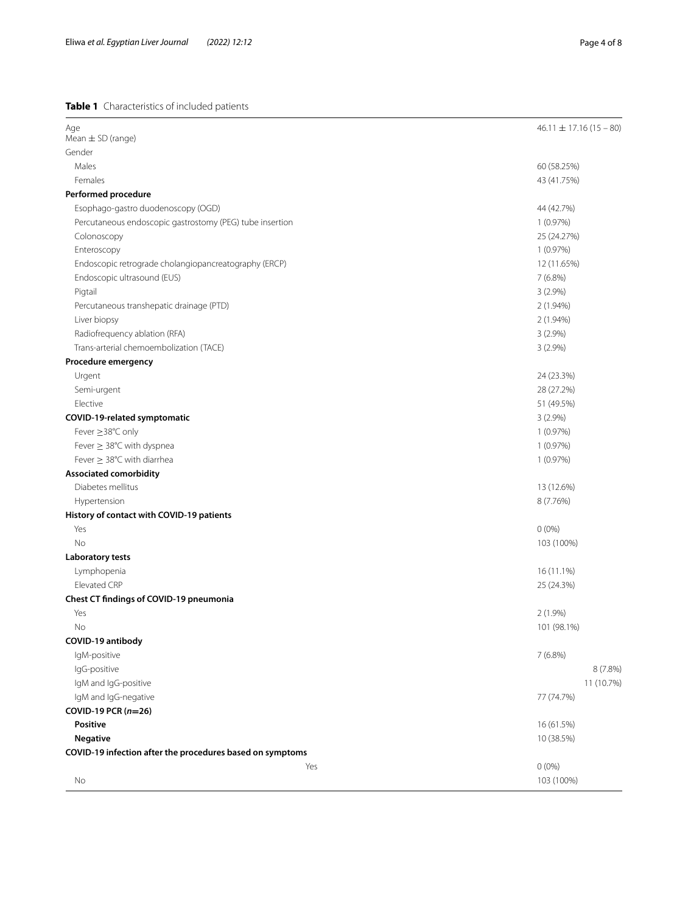**Table 1** Characteristics of included patients

| | |
|---|---|
| Age<br>Mean ± SD (range) | 46.11 ± 17.16 (15 – 80) |
| Gender | |
| Males | 60 (58.25%) |
| Females | 43 (41.75%) |
| **Performed procedure** | |
| Esophago-gastro duodenoscopy (OGD) | 44 (42.7%) |
| Percutaneous endoscopic gastrostomy (PEG) tube insertion | 1 (0.97%) |
| Colonoscopy | 25 (24.27%) |
| Enteroscopy | 1 (0.97%) |
| Endoscopic retrograde cholangiopancreatography (ERCP) | 12 (11.65%) |
| Endoscopic ultrasound (EUS) | 7 (6.8%) |
| Pigtail | 3 (2.9%) |
| Percutaneous transhepatic drainage (PTD) | 2 (1.94%) |
| Liver biopsy | 2 (1.94%) |
| Radiofrequency ablation (RFA) | 3 (2.9%) |
| Trans-arterial chemoembolization (TACE) | 3 (2.9%) |
| **Procedure emergency** | |
| Urgent | 24 (23.3%) |
| Semi-urgent | 28 (27.2%) |
| Elective | 51 (49.5%) |
| **COVID-19-related symptomatic** | 3 (2.9%) |
| Fever ≥38°C only | 1 (0.97%) |
| Fever ≥ 38°C with dyspnea | 1 (0.97%) |
| Fever ≥ 38°C with diarrhea | 1 (0.97%) |
| **Associated comorbidity** | |
| Diabetes mellitus | 13 (12.6%) |
| Hypertension | 8 (7.76%) |
| **History of contact with COVID-19 patients** | |
| Yes | 0 (0%) |
| No | 103 (100%) |
| **Laboratory tests** | |
| Lymphopenia | 16 (11.1%) |
| Elevated CRP | 25 (24.3%) |
| **Chest CT findings of COVID-19 pneumonia** | |
| Yes | 2 (1.9%) |
| No | 101 (98.1%) |
| **COVID-19 antibody** | |
| IgM-positive | 7 (6.8%) |
| IgG-positive | 8 (7.8%) |
| IgM and IgG-positive | 11 (10.7%) |
| IgM and IgG-negative | 77 (74.7%) |
| **COVID-19 PCR (*n*=26)** | |
| **Positive** | 16 (61.5%) |
| **Negative** | 10 (38.5%) |
| **COVID-19 infection after the procedures based on symptoms** | |
| Yes | 0 (0%) |
| No | 103 (100%) |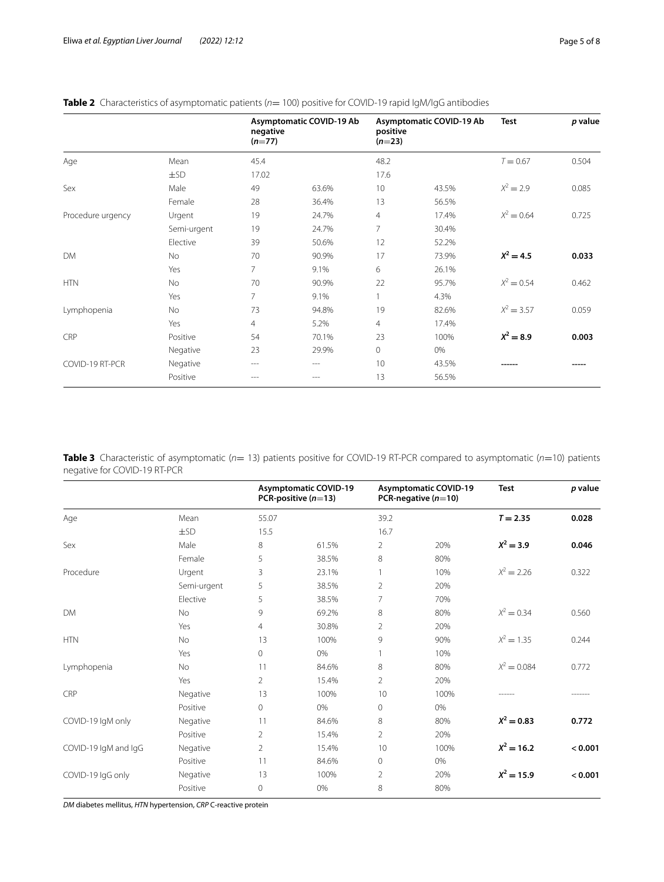**Table 2** Characteristics of asymptomatic patients ($n = 100$) positive for COVID-19 rapid IgM/IgG antibodies

| | | Asymptomatic COVID-19 Ab negative ($n=77$) | | Asymptomatic COVID-19 Ab positive ($n=23$) | | Test | p value |
|---|---|---|---|---|---|---|---|
| Age | Mean | 45.4 | | 48.2 | | $T = 0.67$ | 0.504 |
| | ±SD | 17.02 | | 17.6 | | | |
| Sex | Male | 49 | 63.6% | 10 | 43.5% | $X^2 = 2.9$ | 0.085 |
| | Female | 28 | 36.4% | 13 | 56.5% | | |
| Procedure urgency | Urgent | 19 | 24.7% | 4 | 17.4% | $X^2 = 0.64$ | 0.725 |
| | Semi-urgent | 19 | 24.7% | 7 | 30.4% | | |
| | Elective | 39 | 50.6% | 12 | 52.2% | | |
| DM | No | 70 | 90.9% | 17 | 73.9% | $\mathbf{X^2 = 4.5}$ | **0.033** |
| | Yes | 7 | 9.1% | 6 | 26.1% | | |
| HTN | No | 70 | 90.9% | 22 | 95.7% | $X^2 = 0.54$ | 0.462 |
| | Yes | 7 | 9.1% | 1 | 4.3% | | |
| Lymphopenia | No | 73 | 94.8% | 19 | 82.6% | $X^2 = 3.57$ | 0.059 |
| | Yes | 4 | 5.2% | 4 | 17.4% | | |
| CRP | Positive | 54 | 70.1% | 23 | 100% | $\mathbf{X^2 = 8.9}$ | **0.003** |
| | Negative | 23 | 29.9% | 0 | 0% | | |
| COVID-19 RT-PCR | Negative | --- | --- | 10 | 43.5% | ------ | ----- |
| | Positive | --- | --- | 13 | 56.5% | | |

**Table 3** Characteristic of asymptomatic ($n = 13$) patients positive for COVID-19 RT-PCR compared to asymptomatic ($n=10$) patients negative for COVID-19 RT-PCR

| | | Asymptomatic COVID-19 PCR-positive ($n=13$) | | Asymptomatic COVID-19 PCR-negative ($n=10$) | | Test | p value |
|---|---|---|---|---|---|---|---|
| Age | Mean | 55.07 | | 39.2 | | $\mathbf{T = 2.35}$ | **0.028** |
| | ±SD | 15.5 | | 16.7 | | | |
| Sex | Male | 8 | 61.5% | 2 | 20% | $\mathbf{X^2 = 3.9}$ | **0.046** |
| | Female | 5 | 38.5% | 8 | 80% | | |
| Procedure | Urgent | 3 | 23.1% | 1 | 10% | $X^2 = 2.26$ | 0.322 |
| | Semi-urgent | 5 | 38.5% | 2 | 20% | | |
| | Elective | 5 | 38.5% | 7 | 70% | | |
| DM | No | 9 | 69.2% | 8 | 80% | $X^2 = 0.34$ | 0.560 |
| | Yes | 4 | 30.8% | 2 | 20% | | |
| HTN | No | 13 | 100% | 9 | 90% | $X^2 = 1.35$ | 0.244 |
| | Yes | 0 | 0% | 1 | 10% | | |
| Lymphopenia | No | 11 | 84.6% | 8 | 80% | $X^2 = 0.084$ | 0.772 |
| | Yes | 2 | 15.4% | 2 | 20% | | |
| CRP | Negative | 13 | 100% | 10 | 100% | ------ | ------- |
| | Positive | 0 | 0% | 0 | 0% | | |
| COVID-19 IgM only | Negative | 11 | 84.6% | 8 | 80% | $\mathbf{X^2 = 0.83}$ | **0.772** |
| | Positive | 2 | 15.4% | 2 | 20% | | |
| COVID-19 IgM and IgG | Negative | 2 | 15.4% | 10 | 100% | $\mathbf{X^2 = 16.2}$ | **< 0.001** |
| | Positive | 11 | 84.6% | 0 | 0% | | |
| COVID-19 IgG only | Negative | 13 | 100% | 2 | 20% | $\mathbf{X^2 = 15.9}$ | **< 0.001** |
| | Positive | 0 | 0% | 8 | 80% | | |

*DM* diabetes mellitus, *HTN* hypertension, *CRP* C-reactive protein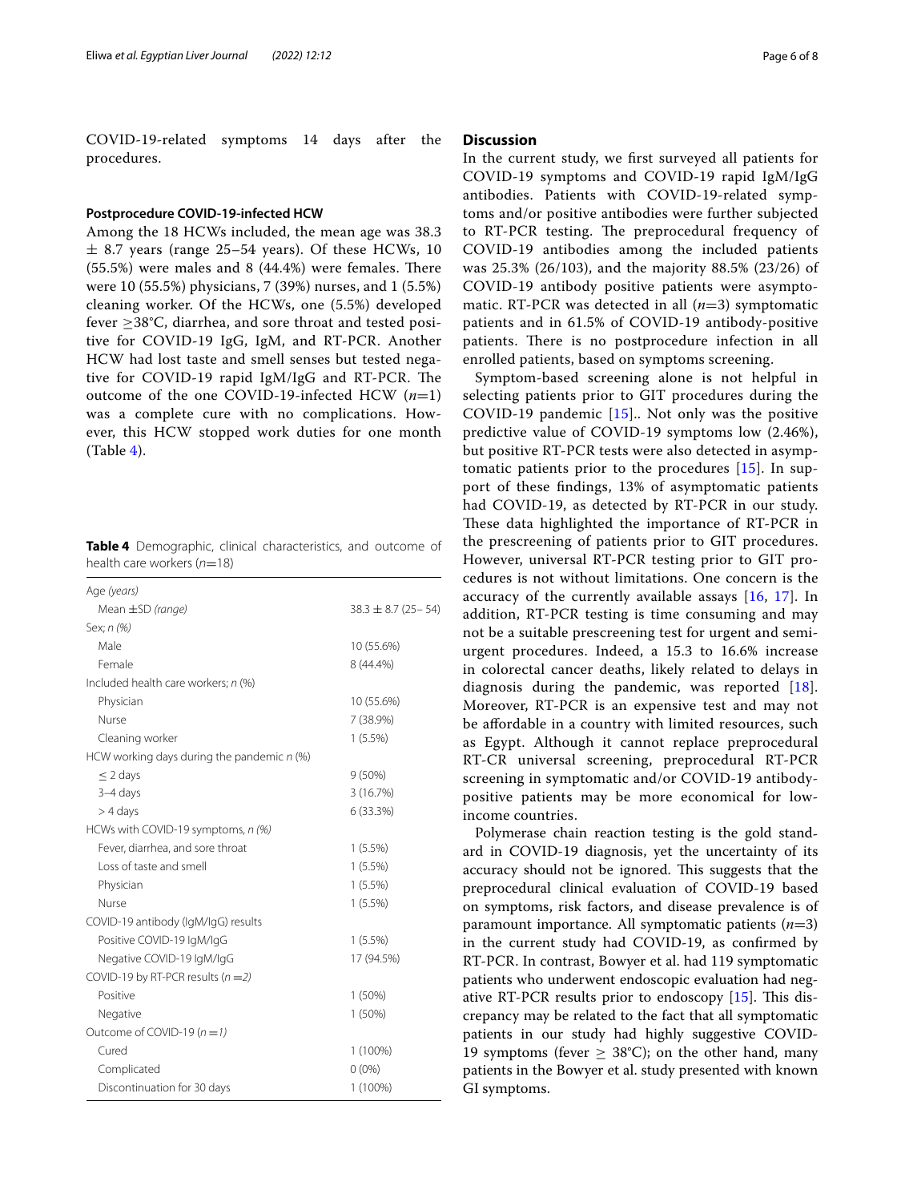COVID-19-related symptoms 14 days after the procedures.

### Postprocedure COVID-19-infected HCW

Among the 18 HCWs included, the mean age was 38.3 ± 8.7 years (range 25–54 years). Of these HCWs, 10 (55.5%) were males and 8 (44.4%) were females. There were 10 (55.5%) physicians, 7 (39%) nurses, and 1 (5.5%) cleaning worker. Of the HCWs, one (5.5%) developed fever ≥38°C, diarrhea, and sore throat and tested positive for COVID-19 IgG, IgM, and RT-PCR. Another HCW had lost taste and smell senses but tested negative for COVID-19 rapid IgM/IgG and RT-PCR. The outcome of the one COVID-19-infected HCW (*n*=1) was a complete cure with no complications. However, this HCW stopped work duties for one month (Table 4).

**Table 4** Demographic, clinical characteristics, and outcome of health care workers (*n*=18)

| | |
|---|---|
| Age *(years)* | |
| Mean ±SD *(range)* | 38.3 ± 8.7 (25– 54) |
| Sex; *n (%)* | |
| Male | 10 (55.6%) |
| Female | 8 (44.4%) |
| Included health care workers; *n* (%) | |
| Physician | 10 (55.6%) |
| Nurse | 7 (38.9%) |
| Cleaning worker | 1 (5.5%) |
| HCW working days during the pandemic *n* (%) | |
| ≤ 2 days | 9 (50%) |
| 3–4 days | 3 (16.7%) |
| > 4 days | 6 (33.3%) |
| HCWs with COVID-19 symptoms, *n (%)* | |
| Fever, diarrhea, and sore throat | 1 (5.5%) |
| Loss of taste and smell | 1 (5.5%) |
| Physician | 1 (5.5%) |
| Nurse | 1 (5.5%) |
| COVID-19 antibody (IgM/IgG) results | |
| Positive COVID-19 IgM/IgG | 1 (5.5%) |
| Negative COVID-19 IgM/IgG | 17 (94.5%) |
| COVID-19 by RT-PCR results (*n* =*2)* | |
| Positive | 1 (50%) |
| Negative | 1 (50%) |
| Outcome of COVID-19 (*n* =*1)* | |
| Cured | 1 (100%) |
| Complicated | 0 (0%) |
| Discontinuation for 30 days | 1 (100%) |

## Discussion

In the current study, we first surveyed all patients for COVID-19 symptoms and COVID-19 rapid IgM/IgG antibodies. Patients with COVID-19-related symptoms and/or positive antibodies were further subjected to RT-PCR testing. The preprocedural frequency of COVID-19 antibodies among the included patients was 25.3% (26/103), and the majority 88.5% (23/26) of COVID-19 antibody positive patients were asymptomatic. RT-PCR was detected in all (*n*=3) symptomatic patients and in 61.5% of COVID-19 antibody-positive patients. There is no postprocedure infection in all enrolled patients, based on symptoms screening.

Symptom-based screening alone is not helpful in selecting patients prior to GIT procedures during the COVID-19 pandemic [15].. Not only was the positive predictive value of COVID-19 symptoms low (2.46%), but positive RT-PCR tests were also detected in asymptomatic patients prior to the procedures [15]. In support of these findings, 13% of asymptomatic patients had COVID-19, as detected by RT-PCR in our study. These data highlighted the importance of RT-PCR in the prescreening of patients prior to GIT procedures. However, universal RT-PCR testing prior to GIT procedures is not without limitations. One concern is the accuracy of the currently available assays [16, 17]. In addition, RT-PCR testing is time consuming and may not be a suitable prescreening test for urgent and semi-urgent procedures. Indeed, a 15.3 to 16.6% increase in colorectal cancer deaths, likely related to delays in diagnosis during the pandemic, was reported [18]. Moreover, RT-PCR is an expensive test and may not be affordable in a country with limited resources, such as Egypt. Although it cannot replace preprocedural RT-CR universal screening, preprocedural RT-PCR screening in symptomatic and/or COVID-19 antibody-positive patients may be more economical for low-income countries.

Polymerase chain reaction testing is the gold standard in COVID-19 diagnosis, yet the uncertainty of its accuracy should not be ignored. This suggests that the preprocedural clinical evaluation of COVID-19 based on symptoms, risk factors, and disease prevalence is of paramount importance. All symptomatic patients (*n*=3) in the current study had COVID-19, as confirmed by RT-PCR. In contrast, Bowyer et al. had 119 symptomatic patients who underwent endoscopic evaluation had negative RT-PCR results prior to endoscopy [15]. This discrepancy may be related to the fact that all symptomatic patients in our study had highly suggestive COVID-19 symptoms (fever ≥ 38°C); on the other hand, many patients in the Bowyer et al. study presented with known GI symptoms.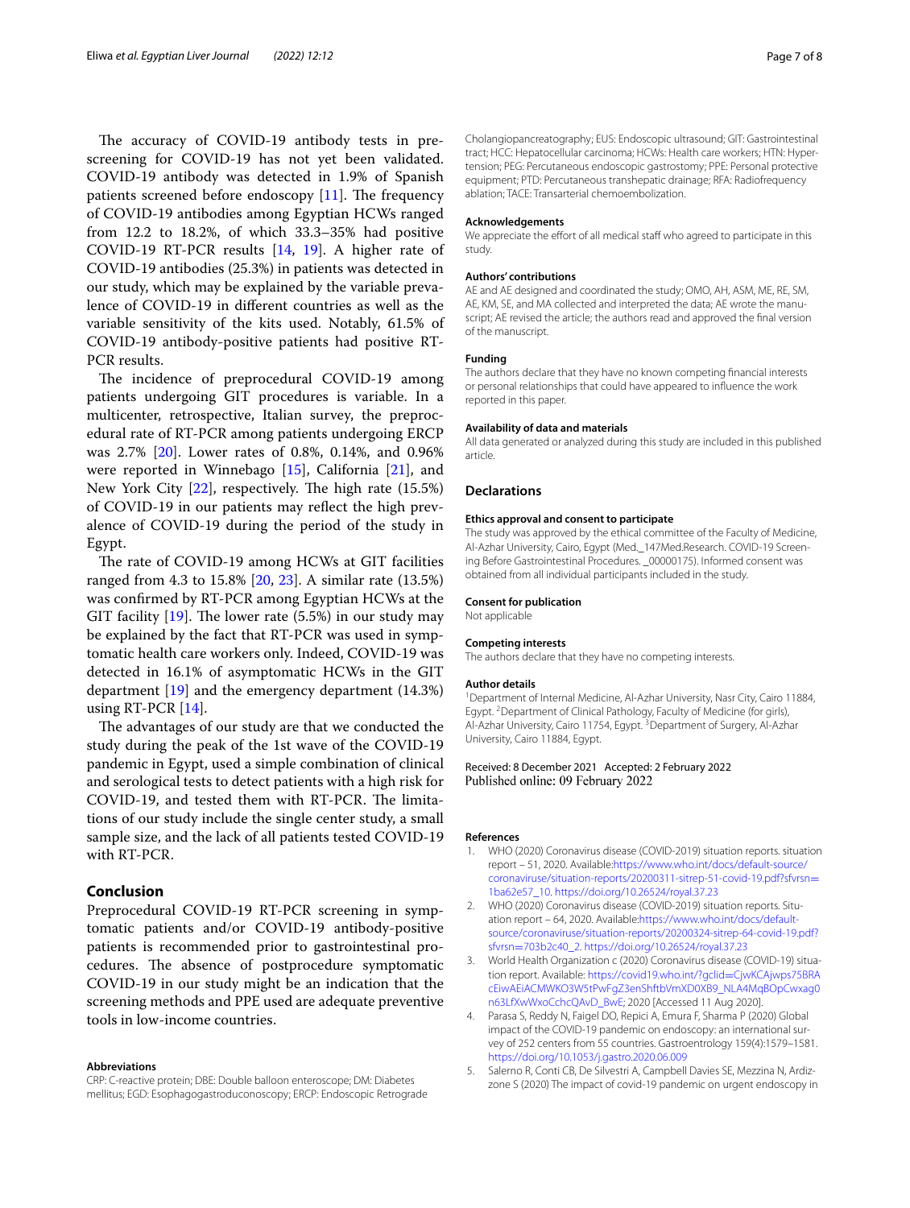The accuracy of COVID-19 antibody tests in prescreening for COVID-19 has not yet been validated. COVID-19 antibody was detected in 1.9% of Spanish patients screened before endoscopy [11]. The frequency of COVID-19 antibodies among Egyptian HCWs ranged from 12.2 to 18.2%, of which 33.3–35% had positive COVID-19 RT-PCR results [14, 19]. A higher rate of COVID-19 antibodies (25.3%) in patients was detected in our study, which may be explained by the variable prevalence of COVID-19 in different countries as well as the variable sensitivity of the kits used. Notably, 61.5% of COVID-19 antibody-positive patients had positive RT-PCR results.

The incidence of preprocedural COVID-19 among patients undergoing GIT procedures is variable. In a multicenter, retrospective, Italian survey, the preprocedural rate of RT-PCR among patients undergoing ERCP was 2.7% [20]. Lower rates of 0.8%, 0.14%, and 0.96% were reported in Winnebago [15], California [21], and New York City [22], respectively. The high rate (15.5%) of COVID-19 in our patients may reflect the high prevalence of COVID-19 during the period of the study in Egypt.

The rate of COVID-19 among HCWs at GIT facilities ranged from 4.3 to 15.8% [20, 23]. A similar rate (13.5%) was confirmed by RT-PCR among Egyptian HCWs at the GIT facility [19]. The lower rate (5.5%) in our study may be explained by the fact that RT-PCR was used in symptomatic health care workers only. Indeed, COVID-19 was detected in 16.1% of asymptomatic HCWs in the GIT department [19] and the emergency department (14.3%) using RT-PCR [14].

The advantages of our study are that we conducted the study during the peak of the 1st wave of the COVID-19 pandemic in Egypt, used a simple combination of clinical and serological tests to detect patients with a high risk for COVID-19, and tested them with RT-PCR. The limitations of our study include the single center study, a small sample size, and the lack of all patients tested COVID-19 with RT-PCR.

## Conclusion

Preprocedural COVID-19 RT-PCR screening in symptomatic patients and/or COVID-19 antibody-positive patients is recommended prior to gastrointestinal procedures. The absence of postprocedure symptomatic COVID-19 in our study might be an indication that the screening methods and PPE used are adequate preventive tools in low-income countries.

### Abbreviations

CRP: C-reactive protein; DBE: Double balloon enteroscope; DM: Diabetes mellitus; EGD: Esophagogastroduconoscopy; ERCP: Endoscopic Retrograde Cholangiopancreatography; EUS: Endoscopic ultrasound; GIT: Gastrointestinal tract; HCC: Hepatocellular carcinoma; HCWs: Health care workers; HTN: Hypertension; PEG: Percutaneous endoscopic gastrostomy; PPE: Personal protective equipment; PTD: Percutaneous transhepatic drainage; RFA: Radiofrequency ablation; TACE: Transarterial chemoembolization.

### Acknowledgements

We appreciate the effort of all medical staff who agreed to participate in this study.

### Authors' contributions

AE and AE designed and coordinated the study; OMO, AH, ASM, ME, RE, SM, AE, KM, SE, and MA collected and interpreted the data; AE wrote the manuscript; AE revised the article; the authors read and approved the final version of the manuscript.

### Funding

The authors declare that they have no known competing financial interests or personal relationships that could have appeared to influence the work reported in this paper.

### Availability of data and materials

All data generated or analyzed during this study are included in this published article.

## Declarations

### Ethics approval and consent to participate

The study was approved by the ethical committee of the Faculty of Medicine, Al-Azhar University, Cairo, Egypt (Med._147Med.Research. COVID-19 Screening Before Gastrointestinal Procedures. _00000175). Informed consent was obtained from all individual participants included in the study.

### Consent for publication

Not applicable

### Competing interests

The authors declare that they have no competing interests.

### Author details

[1] Department of Internal Medicine, Al-Azhar University, Nasr City, Cairo 11884, Egypt. [2] Department of Clinical Pathology, Faculty of Medicine (for girls), Al-Azhar University, Cairo 11754, Egypt. [3] Department of Surgery, Al-Azhar University, Cairo 11884, Egypt.

Received: 8 December 2021 Accepted: 2 February 2022
Published online: 09 February 2022

### References

1. WHO (2020) Coronavirus disease (COVID-2019) situation reports. situation report – 51, 2020. Available:https://www.who.int/docs/default-source/coronaviruse/situation-reports/20200311-sitrep-51-covid-19.pdf?sfvrsn=1ba62e57_10. https://doi.org/10.26524/royal.37.23
2. WHO (2020) Coronavirus disease (COVID-2019) situation reports. Situation report – 64, 2020. Available:https://www.who.int/docs/default-source/coronaviruse/situation-reports/20200324-sitrep-64-covid-19.pdf?sfvrsn=703b2c40_2. https://doi.org/10.26524/royal.37.23
3. World Health Organization c (2020) Coronavirus disease (COVID-19) situation report. Available: https://covid19.who.int/?gclid=CjwKCAjwps75BRAcEiwAEiACMWKO3W5tPwFgZ3enShftbVmXD0XB9_NLA4MqBOpCwxag0n63LfXwWxoCchcQAvD_BwE; 2020 [Accessed 11 Aug 2020].
4. Parasa S, Reddy N, Faigel DO, Repici A, Emura F, Sharma P (2020) Global impact of the COVID-19 pandemic on endoscopy: an international survey of 252 centers from 55 countries. Gastroenterology 159(4):1579–1581. https://doi.org/10.1053/j.gastro.2020.06.009
5. Salerno R, Conti CB, De Silvestri A, Campbell Davies SE, Mezzina N, Ardizzone S (2020) The impact of covid-19 pandemic on urgent endoscopy in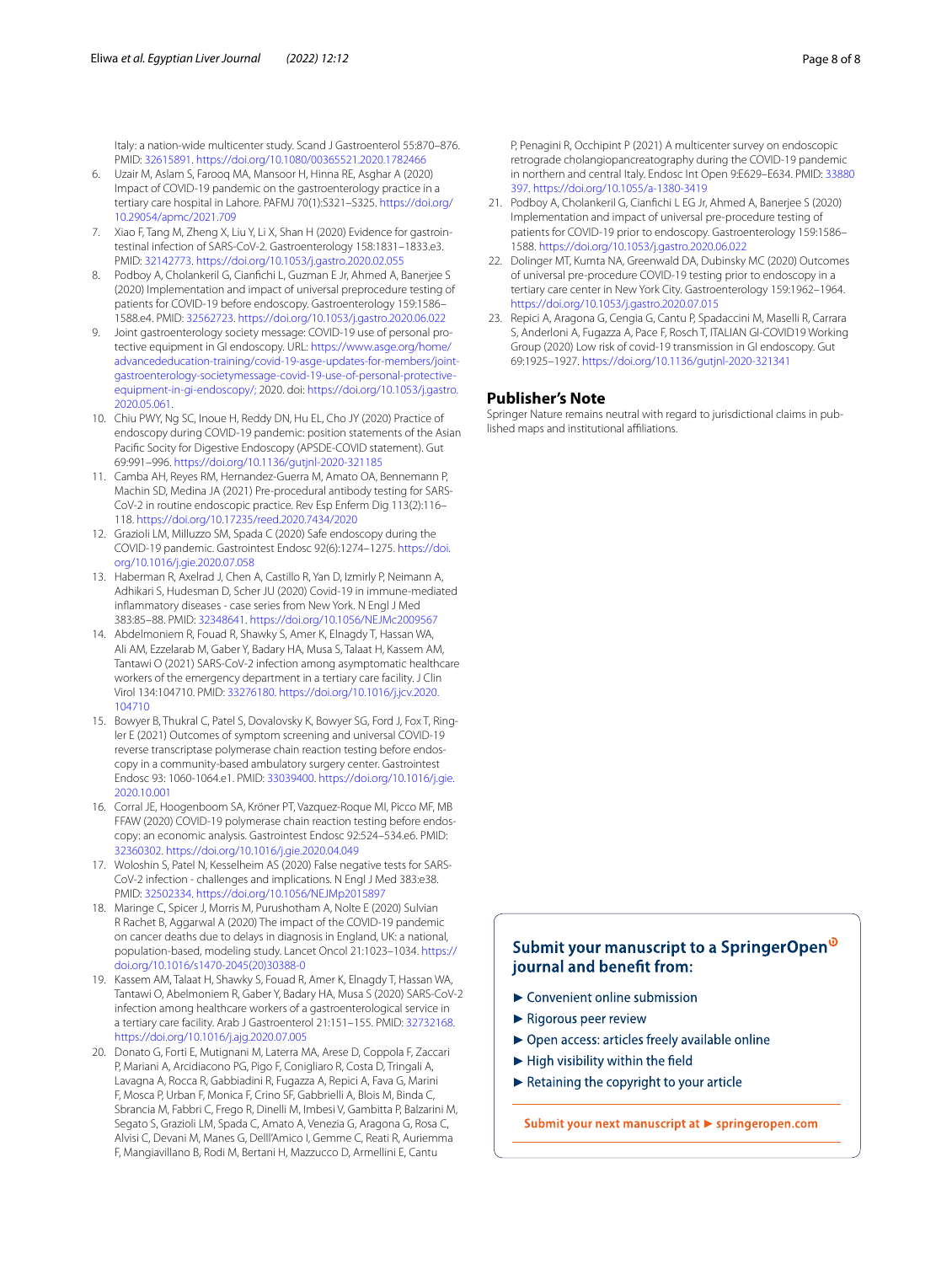Italy: a nation-wide multicenter study. Scand J Gastroenterol 55:870–876. PMID: 32615891. https://doi.org/10.1080/00365521.2020.1782466

6. Uzair M, Aslam S, Farooq MA, Mansoor H, Hinna RE, Asghar A (2020) Impact of COVID-19 pandemic on the gastroenterology practice in a tertiary care hospital in Lahore. PAFMJ 70(1):S321–S325. https://doi.org/10.29054/apmc/2021.709
7. Xiao F, Tang M, Zheng X, Liu Y, Li X, Shan H (2020) Evidence for gastrointestinal infection of SARS-CoV-2. Gastroenterology 158:1831–1833.e3. PMID: 32142773. https://doi.org/10.1053/j.gastro.2020.02.055
8. Podboy A, Cholankeril G, Cianfichi L, Guzman E Jr, Ahmed A, Banerjee S (2020) Implementation and impact of universal preprocedure testing of patients for COVID-19 before endoscopy. Gastroenterology 159:1586–1588.e4. PMID: 32562723. https://doi.org/10.1053/j.gastro.2020.06.022
9. Joint gastroenterology society message: COVID-19 use of personal protective equipment in GI endoscopy. URL: https://www.asge.org/home/advancededucation-training/covid-19-asge-updates-for-members/joint-gastroenterology-societymessage-covid-19-use-of-personal-protective-equipment-in-gi-endoscopy/; 2020. doi: https://doi.org/10.1053/j.gastro.2020.05.061.
10. Chiu PWY, Ng SC, Inoue H, Reddy DN, Hu EL, Cho JY (2020) Practice of endoscopy during COVID-19 pandemic: position statements of the Asian Pacific Socity for Digestive Endoscopy (APSDE-COVID statement). Gut 69:991–996. https://doi.org/10.1136/gutjnl-2020-321185
11. Camba AH, Reyes RM, Hernandez-Guerra M, Amato OA, Bennemann P, Machin SD, Medina JA (2021) Pre-procedural antibody testing for SARS-CoV-2 in routine endoscopic practice. Rev Esp Enferm Dig 113(2):116–118. https://doi.org/10.17235/reed.2020.7434/2020
12. Grazioli LM, Milluzzo SM, Spada C (2020) Safe endoscopy during the COVID-19 pandemic. Gastrointest Endosc 92(6):1274–1275. https://doi.org/10.1016/j.gie.2020.07.058
13. Haberman R, Axelrad J, Chen A, Castillo R, Yan D, Izmirly P, Neimann A, Adhikari S, Hudesman D, Scher JU (2020) Covid-19 in immune-mediated inflammatory diseases - case series from New York. N Engl J Med 383:85–88. PMID: 32348641. https://doi.org/10.1056/NEJMc2009567
14. Abdelmoniem R, Fouad R, Shawky S, Amer K, Elnagdy T, Hassan WA, Ali AM, Ezzelarab M, Gaber Y, Badary HA, Musa S, Talaat H, Kassem AM, Tantawi O (2021) SARS-CoV-2 infection among asymptomatic healthcare workers of the emergency department in a tertiary care facility. J Clin Virol 134:104710. PMID: 33276180. https://doi.org/10.1016/j.jcv.2020.104710
15. Bowyer B, Thukral C, Patel S, Dovalovsky K, Bowyer SG, Ford J, Fox T, Ringler E (2021) Outcomes of symptom screening and universal COVID-19 reverse transcriptase polymerase chain reaction testing before endoscopy in a community-based ambulatory surgery center. Gastrointest Endosc 93: 1060-1064.e1. PMID: 33039400. https://doi.org/10.1016/j.gie.2020.10.001
16. Corral JE, Hoogenboom SA, Kröner PT, Vazquez-Roque MI, Picco MF, MB FFAW (2020) COVID-19 polymerase chain reaction testing before endoscopy: an economic analysis. Gastrointest Endosc 92:524–534.e6. PMID: 32360302. https://doi.org/10.1016/j.gie.2020.04.049
17. Woloshin S, Patel N, Kesselheim AS (2020) False negative tests for SARS-CoV-2 infection - challenges and implications. N Engl J Med 383:e38. PMID: 32502334. https://doi.org/10.1056/NEJMp2015897
18. Maringe C, Spicer J, Morris M, Purushotham A, Nolte E (2020) Sulvian R Rachet B, Aggarwal A (2020) The impact of the COVID-19 pandemic on cancer deaths due to delays in diagnosis in England, UK: a national, population-based, modeling study. Lancet Oncol 21:1023–1034. https://doi.org/10.1016/s1470-2045(20)30388-0
19. Kassem AM, Talaat H, Shawky S, Fouad R, Amer K, Elnagdy T, Hassan WA, Tantawi O, Abelmoniem R, Gaber Y, Badary HA, Musa S (2020) SARS-CoV-2 infection among healthcare workers of a gastroenterological service in a tertiary care facility. Arab J Gastroenterol 21:151–155. PMID: 32732168. https://doi.org/10.1016/j.ajg.2020.07.005
20. Donato G, Forti E, Mutignani M, Laterra MA, Arese D, Coppola F, Zaccari P, Mariani A, Arcidiacono PG, Pigo F, Conigliaro R, Costa D, Tringali A, Lavagna A, Rocca R, Gabbiadini R, Fugazza A, Repici A, Fava G, Marini F, Mosca P, Urban F, Monica F, Crino SF, Gabbrielli A, Blois M, Binda C, Sbrancia M, Fabbri C, Frego R, Dinelli M, Imbesi V, Gambitta P, Balzarini M, Segato S, Grazioli LM, Spada C, Amato A, Venezia G, Aragona G, Rosa C, Alvisi C, Devani M, Manes G, Delll'Amico I, Gemme C, Reati R, Auriemma F, Mangiavillano B, Rodi M, Bertani H, Mazzucco D, Armellini E, Cantu P, Penagini R, Occhipint P (2021) A multicenter survey on endoscopic retrograde cholangiopancreatography during the COVID-19 pandemic in northern and central Italy. Endosc Int Open 9:E629–E634. PMID: 33880397. https://doi.org/10.1055/a-1380-3419
21. Podboy A, Cholankeril G, Cianfichi L EG Jr, Ahmed A, Banerjee S (2020) Implementation and impact of universal pre-procedure testing of patients for COVID-19 prior to endoscopy. Gastroenterology 159:1586–1588. https://doi.org/10.1053/j.gastro.2020.06.022
22. Dolinger MT, Kumta NA, Greenwald DA, Dubinsky MC (2020) Outcomes of universal pre-procedure COVID-19 testing prior to endoscopy in a tertiary care center in New York City. Gastroenterology 159:1962–1964. https://doi.org/10.1053/j.gastro.2020.07.015
23. Repici A, Aragona G, Cengia G, Cantu P, Spadaccini M, Maselli R, Carrara S, Anderloni A, Fugazza A, Pace F, Rosch T, ITALIAN GI-COVID19 Working Group (2020) Low risk of covid-19 transmission in GI endoscopy. Gut 69:1925–1927. https://doi.org/10.1136/gutjnl-2020-321341

## Publisher's Note

Springer Nature remains neutral with regard to jurisdictional claims in published maps and institutional affiliations.

**Submit your manuscript to a SpringerOpen journal and benefit from:**

- ► Convenient online submission
- ► Rigorous peer review
- ► Open access: articles freely available online
- ► High visibility within the field
- ► Retaining the copyright to your article

**Submit your next manuscript at ► springeropen.com**